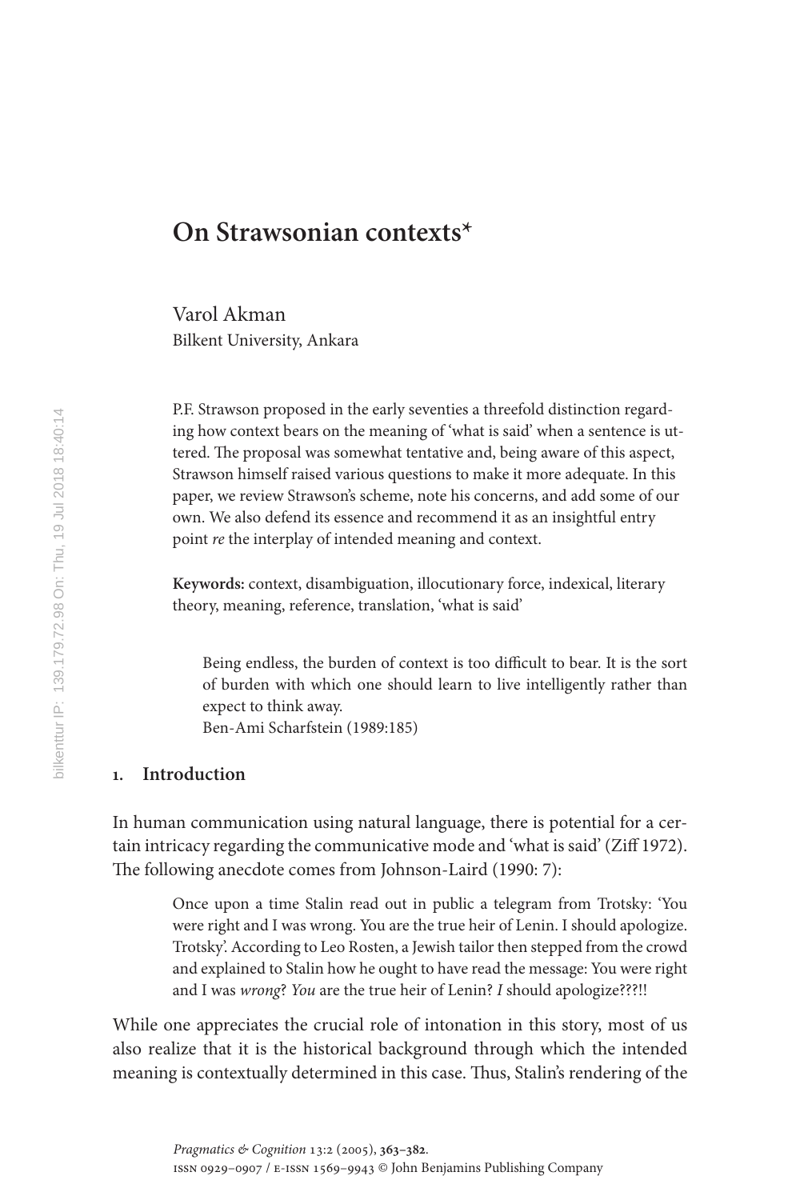# On Strawsonian contexts[*]

Varol Akman
Bilkent University, Ankara

P.F. Strawson proposed in the early seventies a threefold distinction regarding how context bears on the meaning of 'what is said' when a sentence is uttered. The proposal was somewhat tentative and, being aware of this aspect, Strawson himself raised various questions to make it more adequate. In this paper, we review Strawson's scheme, note his concerns, and add some of our own. We also defend its essence and recommend it as an insightful entry point *re* the interplay of intended meaning and context.

**Keywords:** context, disambiguation, illocutionary force, indexical, literary theory, meaning, reference, translation, 'what is said'

> Being endless, the burden of context is too difficult to bear. It is the sort of burden with which one should learn to live intelligently rather than expect to think away.
> Ben-Ami Scharfstein (1989:185)

## 1. Introduction

In human communication using natural language, there is potential for a certain intricacy regarding the communicative mode and 'what is said' (Ziff 1972). The following anecdote comes from Johnson-Laird (1990: 7):

> Once upon a time Stalin read out in public a telegram from Trotsky: 'You were right and I was wrong. You are the true heir of Lenin. I should apologize. Trotsky'. According to Leo Rosten, a Jewish tailor then stepped from the crowd and explained to Stalin how he ought to have read the message: You were right and I was *wrong*? *You* are the true heir of Lenin? *I* should apologize???!!

While one appreciates the crucial role of intonation in this story, most of us also realize that it is the historical background through which the intended meaning is contextually determined in this case. Thus, Stalin's rendering of the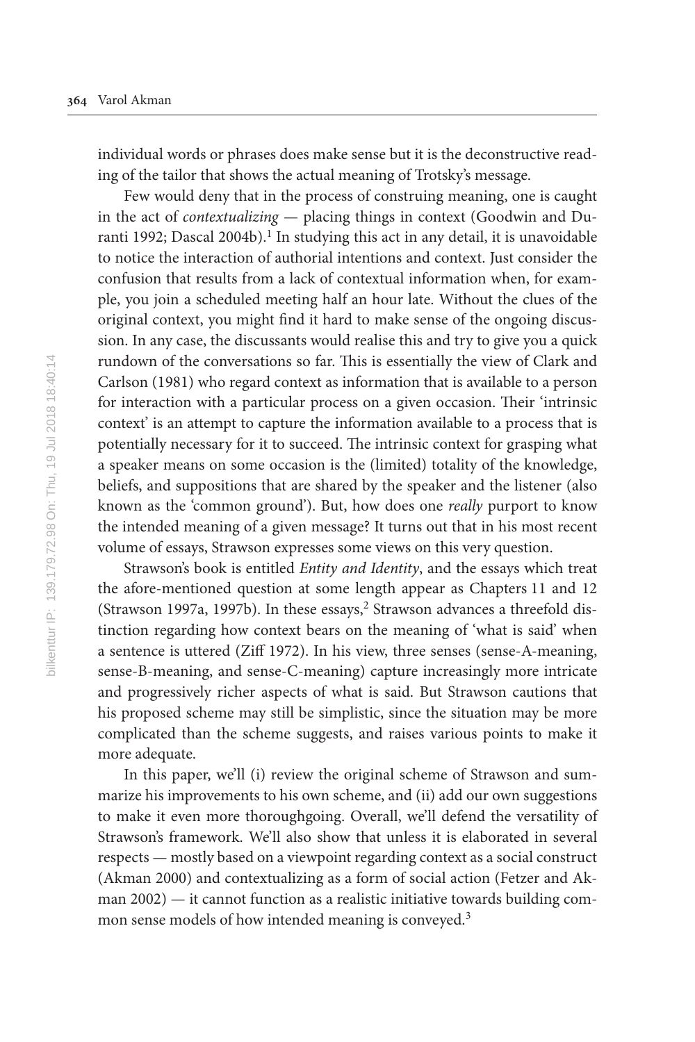individual words or phrases does make sense but it is the deconstructive reading of the tailor that shows the actual meaning of Trotsky's message.

Few would deny that in the process of construing meaning, one is caught in the act of *contextualizing* — placing things in context (Goodwin and Duranti 1992; Dascal 2004b).[1] In studying this act in any detail, it is unavoidable to notice the interaction of authorial intentions and context. Just consider the confusion that results from a lack of contextual information when, for example, you join a scheduled meeting half an hour late. Without the clues of the original context, you might find it hard to make sense of the ongoing discussion. In any case, the discussants would realise this and try to give you a quick rundown of the conversations so far. This is essentially the view of Clark and Carlson (1981) who regard context as information that is available to a person for interaction with a particular process on a given occasion. Their 'intrinsic context' is an attempt to capture the information available to a process that is potentially necessary for it to succeed. The intrinsic context for grasping what a speaker means on some occasion is the (limited) totality of the knowledge, beliefs, and suppositions that are shared by the speaker and the listener (also known as the 'common ground'). But, how does one *really* purport to know the intended meaning of a given message? It turns out that in his most recent volume of essays, Strawson expresses some views on this very question.

Strawson's book is entitled *Entity and Identity*, and the essays which treat the afore-mentioned question at some length appear as Chapters 11 and 12 (Strawson 1997a, 1997b). In these essays,[2] Strawson advances a threefold distinction regarding how context bears on the meaning of 'what is said' when a sentence is uttered (Ziff 1972). In his view, three senses (sense-A-meaning, sense-B-meaning, and sense-C-meaning) capture increasingly more intricate and progressively richer aspects of what is said. But Strawson cautions that his proposed scheme may still be simplistic, since the situation may be more complicated than the scheme suggests, and raises various points to make it more adequate.

In this paper, we'll (i) review the original scheme of Strawson and summarize his improvements to his own scheme, and (ii) add our own suggestions to make it even more thoroughgoing. Overall, we'll defend the versatility of Strawson's framework. We'll also show that unless it is elaborated in several respects — mostly based on a viewpoint regarding context as a social construct (Akman 2000) and contextualizing as a form of social action (Fetzer and Akman 2002) — it cannot function as a realistic initiative towards building common sense models of how intended meaning is conveyed.[3]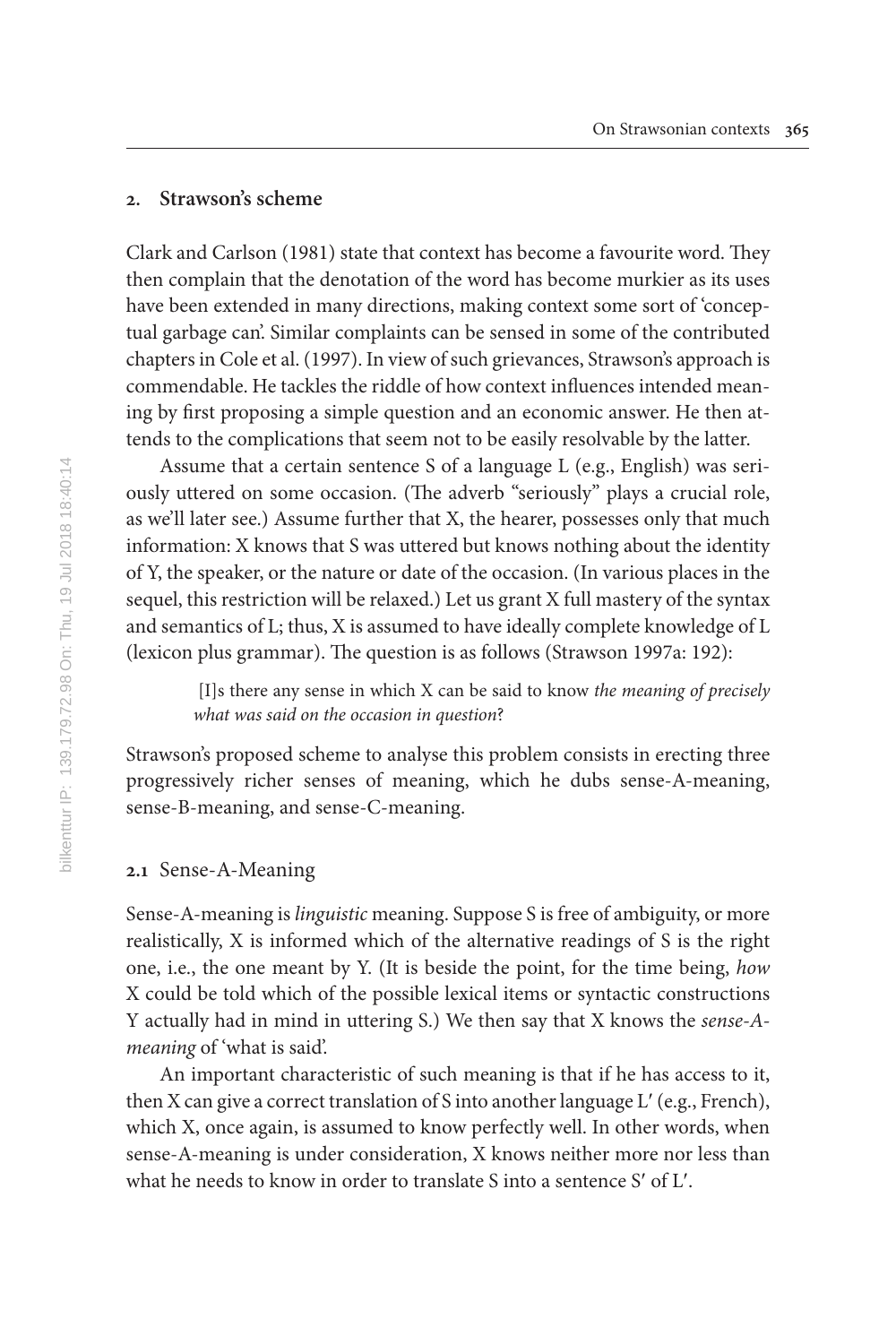## 2. Strawson's scheme

Clark and Carlson (1981) state that context has become a favourite word. They then complain that the denotation of the word has become murkier as its uses have been extended in many directions, making context some sort of 'conceptual garbage can'. Similar complaints can be sensed in some of the contributed chapters in Cole et al. (1997). In view of such grievances, Strawson's approach is commendable. He tackles the riddle of how context influences intended meaning by first proposing a simple question and an economic answer. He then attends to the complications that seem not to be easily resolvable by the latter.

Assume that a certain sentence S of a language L (e.g., English) was seriously uttered on some occasion. (The adverb "seriously" plays a crucial role, as we'll later see.) Assume further that X, the hearer, possesses only that much information: X knows that S was uttered but knows nothing about the identity of Y, the speaker, or the nature or date of the occasion. (In various places in the sequel, this restriction will be relaxed.) Let us grant X full mastery of the syntax and semantics of L; thus, X is assumed to have ideally complete knowledge of L (lexicon plus grammar). The question is as follows (Strawson 1997a: 192):

> [I]s there any sense in which X can be said to know *the meaning of precisely what was said on the occasion in question*?

Strawson's proposed scheme to analyse this problem consists in erecting three progressively richer senses of meaning, which he dubs sense-A-meaning, sense-B-meaning, and sense-C-meaning.

### 2.1 Sense-A-Meaning

Sense-A-meaning is *linguistic* meaning. Suppose S is free of ambiguity, or more realistically, X is informed which of the alternative readings of S is the right one, i.e., the one meant by Y. (It is beside the point, for the time being, *how* X could be told which of the possible lexical items or syntactic constructions Y actually had in mind in uttering S.) We then say that X knows the *sense-A-meaning* of 'what is said'.

An important characteristic of such meaning is that if he has access to it, then X can give a correct translation of S into another language L′ (e.g., French), which X, once again, is assumed to know perfectly well. In other words, when sense-A-meaning is under consideration, X knows neither more nor less than what he needs to know in order to translate S into a sentence S′ of L′.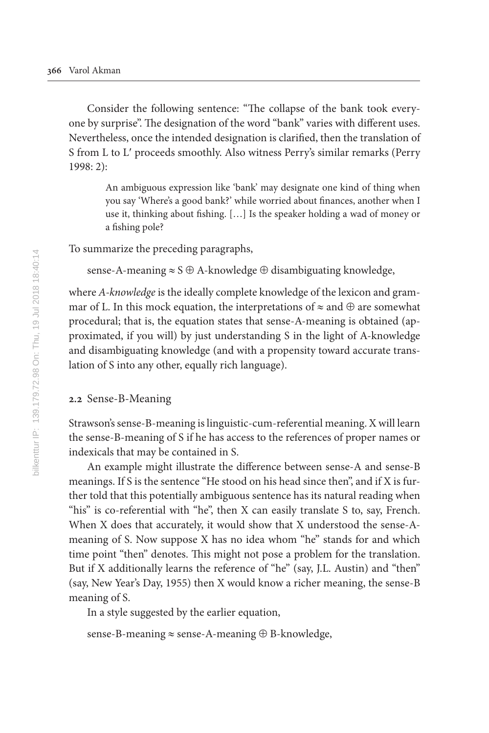Consider the following sentence: "The collapse of the bank took everyone by surprise". The designation of the word "bank" varies with different uses. Nevertheless, once the intended designation is clarified, then the translation of S from L to L′ proceeds smoothly. Also witness Perry's similar remarks (Perry 1998: 2):

> An ambiguous expression like 'bank' may designate one kind of thing when you say 'Where's a good bank?' while worried about finances, another when I use it, thinking about fishing. […] Is the speaker holding a wad of money or a fishing pole?

To summarize the preceding paragraphs,

$$\text{sense-A-meaning} \approx \text{S} \oplus \text{A-knowledge} \oplus \text{disambiguating knowledge},$$

where *A-knowledge* is the ideally complete knowledge of the lexicon and grammar of L. In this mock equation, the interpretations of $\approx$ and $\oplus$ are somewhat procedural; that is, the equation states that sense-A-meaning is obtained (approximated, if you will) by just understanding S in the light of A-knowledge and disambiguating knowledge (and with a propensity toward accurate translation of S into any other, equally rich language).

## 2.2 Sense-B-Meaning

Strawson's sense-B-meaning is linguistic-cum-referential meaning. X will learn the sense-B-meaning of S if he has access to the references of proper names or indexicals that may be contained in S.

An example might illustrate the difference between sense-A and sense-B meanings. If S is the sentence "He stood on his head since then", and if X is further told that this potentially ambiguous sentence has its natural reading when "his" is co-referential with "he", then X can easily translate S to, say, French. When X does that accurately, it would show that X understood the sense-A-meaning of S. Now suppose X has no idea whom "he" stands for and which time point "then" denotes. This might not pose a problem for the translation. But if X additionally learns the reference of "he" (say, J.L. Austin) and "then" (say, New Year's Day, 1955) then X would know a richer meaning, the sense-B meaning of S.

In a style suggested by the earlier equation,

$$\text{sense-B-meaning} \approx \text{sense-A-meaning} \oplus \text{B-knowledge},$$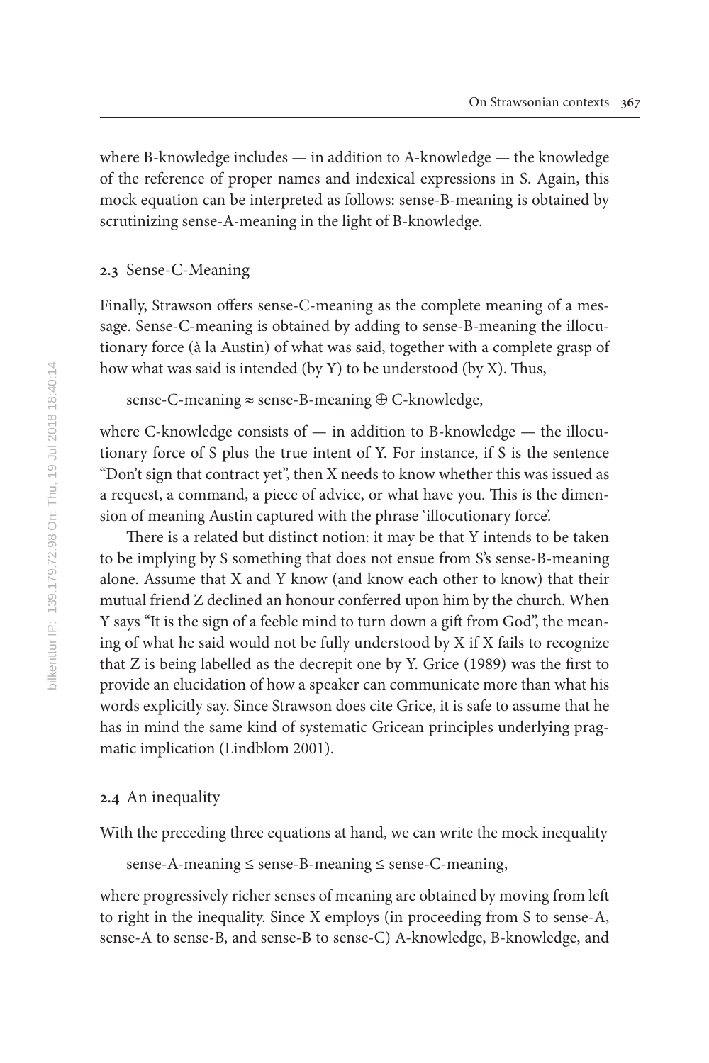where B-knowledge includes — in addition to A-knowledge — the knowledge of the reference of proper names and indexical expressions in S. Again, this mock equation can be interpreted as follows: sense-B-meaning is obtained by scrutinizing sense-A-meaning in the light of B-knowledge.

### 2.3 Sense-C-Meaning

Finally, Strawson offers sense-C-meaning as the complete meaning of a message. Sense-C-meaning is obtained by adding to sense-B-meaning the illocutionary force (à la Austin) of what was said, together with a complete grasp of how what was said is intended (by Y) to be understood (by X). Thus,

$$\text{sense-C-meaning} \approx \text{sense-B-meaning} \oplus \text{C-knowledge},$$

where C-knowledge consists of — in addition to B-knowledge — the illocutionary force of S plus the true intent of Y. For instance, if S is the sentence "Don't sign that contract yet", then X needs to know whether this was issued as a request, a command, a piece of advice, or what have you. This is the dimension of meaning Austin captured with the phrase 'illocutionary force'.

There is a related but distinct notion: it may be that Y intends to be taken to be implying by S something that does not ensue from S's sense-B-meaning alone. Assume that X and Y know (and know each other to know) that their mutual friend Z declined an honour conferred upon him by the church. When Y says "It is the sign of a feeble mind to turn down a gift from God", the meaning of what he said would not be fully understood by X if X fails to recognize that Z is being labelled as the decrepit one by Y. Grice (1989) was the first to provide an elucidation of how a speaker can communicate more than what his words explicitly say. Since Strawson does cite Grice, it is safe to assume that he has in mind the same kind of systematic Gricean principles underlying pragmatic implication (Lindblom 2001).

### 2.4 An inequality

With the preceding three equations at hand, we can write the mock inequality

$$\text{sense-A-meaning} \leq \text{sense-B-meaning} \leq \text{sense-C-meaning},$$

where progressively richer senses of meaning are obtained by moving from left to right in the inequality. Since X employs (in proceeding from S to sense-A, sense-A to sense-B, and sense-B to sense-C) A-knowledge, B-knowledge, and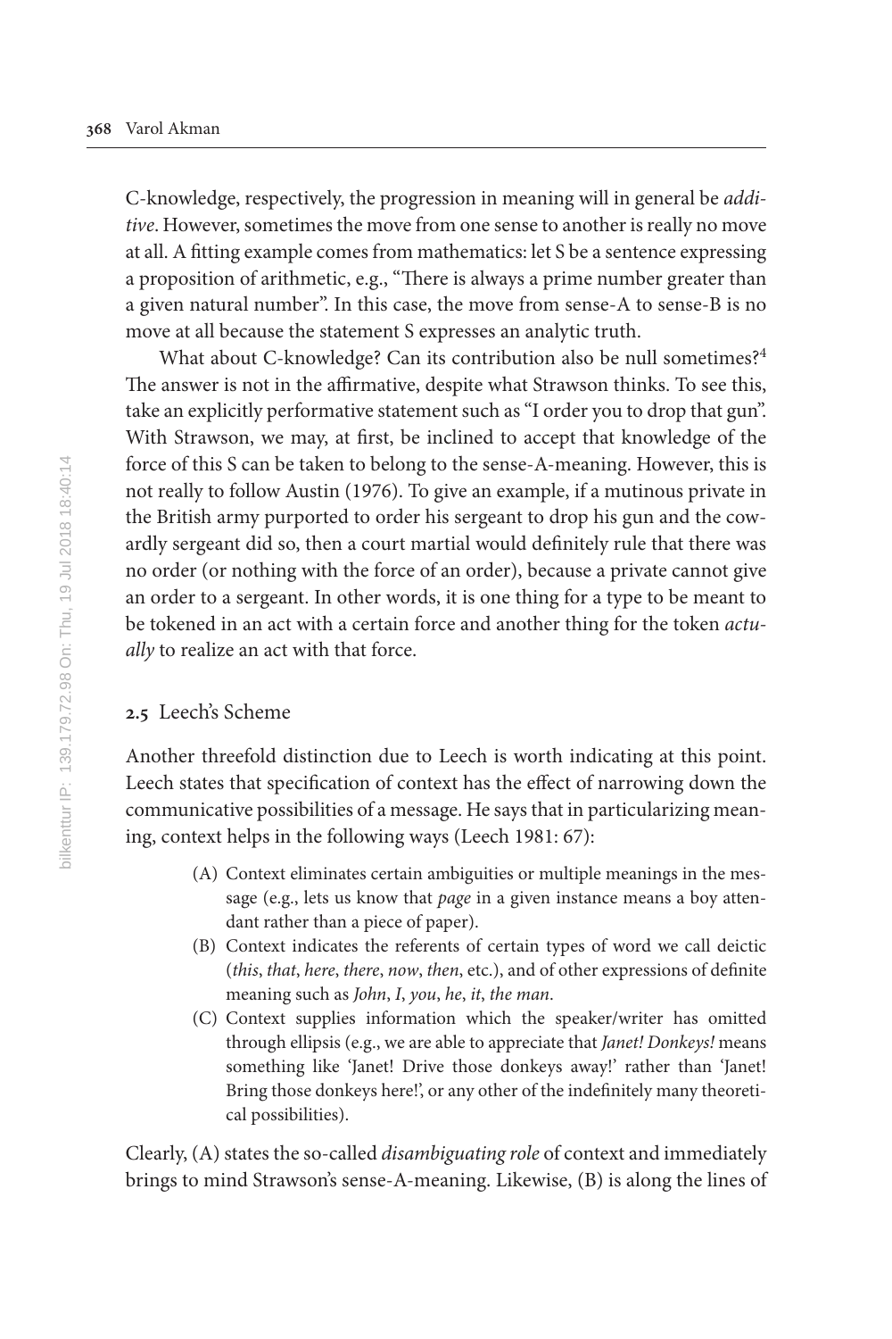C-knowledge, respectively, the progression in meaning will in general be *additive*. However, sometimes the move from one sense to another is really no move at all. A fitting example comes from mathematics: let S be a sentence expressing a proposition of arithmetic, e.g., "There is always a prime number greater than a given natural number". In this case, the move from sense-A to sense-B is no move at all because the statement S expresses an analytic truth.

What about C-knowledge? Can its contribution also be null sometimes?[4] The answer is not in the affirmative, despite what Strawson thinks. To see this, take an explicitly performative statement such as "I order you to drop that gun". With Strawson, we may, at first, be inclined to accept that knowledge of the force of this S can be taken to belong to the sense-A-meaning. However, this is not really to follow Austin (1976). To give an example, if a mutinous private in the British army purported to order his sergeant to drop his gun and the cowardly sergeant did so, then a court martial would definitely rule that there was no order (or nothing with the force of an order), because a private cannot give an order to a sergeant. In other words, it is one thing for a type to be meant to be tokened in an act with a certain force and another thing for the token *actually* to realize an act with that force.

## 2.5 Leech's Scheme

Another threefold distinction due to Leech is worth indicating at this point. Leech states that specification of context has the effect of narrowing down the communicative possibilities of a message. He says that in particularizing meaning, context helps in the following ways (Leech 1981: 67):

(A) Context eliminates certain ambiguities or multiple meanings in the message (e.g., lets us know that *page* in a given instance means a boy attendant rather than a piece of paper).

(B) Context indicates the referents of certain types of word we call deictic (*this*, *that*, *here*, *there*, *now*, *then*, etc.), and of other expressions of definite meaning such as *John*, *I*, *you*, *he*, *it*, *the man*.

(C) Context supplies information which the speaker/writer has omitted through ellipsis (e.g., we are able to appreciate that *Janet! Donkeys!* means something like 'Janet! Drive those donkeys away!' rather than 'Janet! Bring those donkeys here!', or any other of the indefinitely many theoretical possibilities).

Clearly, (A) states the so-called *disambiguating role* of context and immediately brings to mind Strawson's sense-A-meaning. Likewise, (B) is along the lines of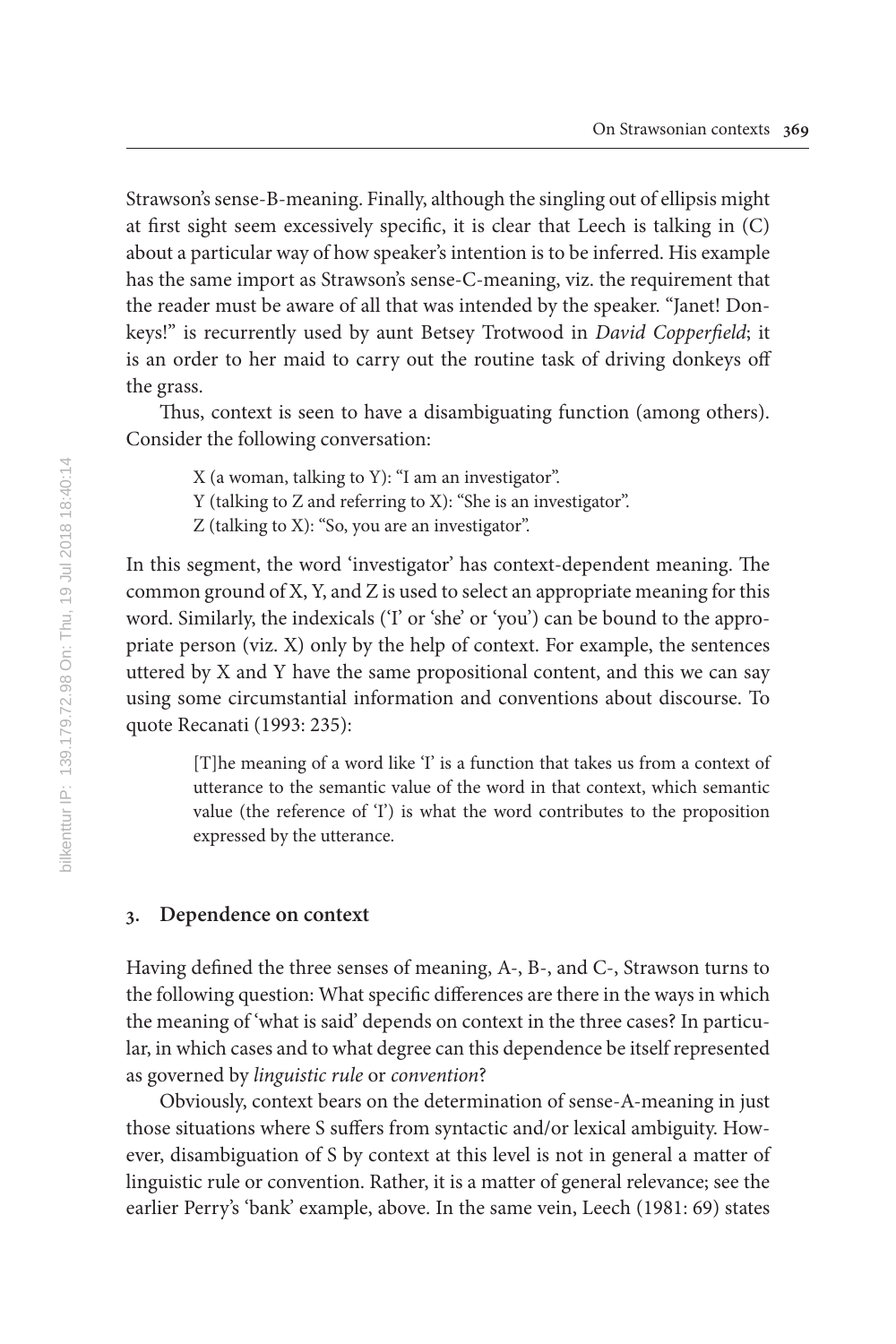Strawson's sense-B-meaning. Finally, although the singling out of ellipsis might at first sight seem excessively specific, it is clear that Leech is talking in (C) about a particular way of how speaker's intention is to be inferred. His example has the same import as Strawson's sense-C-meaning, viz. the requirement that the reader must be aware of all that was intended by the speaker. "Janet! Donkeys!" is recurrently used by aunt Betsey Trotwood in *David Copperfield*; it is an order to her maid to carry out the routine task of driving donkeys off the grass.

Thus, context is seen to have a disambiguating function (among others). Consider the following conversation:

> X (a woman, talking to Y): "I am an investigator".
> Y (talking to Z and referring to X): "She is an investigator".
> Z (talking to X): "So, you are an investigator".

In this segment, the word 'investigator' has context-dependent meaning. The common ground of X, Y, and Z is used to select an appropriate meaning for this word. Similarly, the indexicals ('I' or 'she' or 'you') can be bound to the appropriate person (viz. X) only by the help of context. For example, the sentences uttered by X and Y have the same propositional content, and this we can say using some circumstantial information and conventions about discourse. To quote Recanati (1993: 235):

> [T]he meaning of a word like 'I' is a function that takes us from a context of utterance to the semantic value of the word in that context, which semantic value (the reference of 'I') is what the word contributes to the proposition expressed by the utterance.

## 3. Dependence on context

Having defined the three senses of meaning, A-, B-, and C-, Strawson turns to the following question: What specific differences are there in the ways in which the meaning of 'what is said' depends on context in the three cases? In particular, in which cases and to what degree can this dependence be itself represented as governed by *linguistic rule* or *convention*?

Obviously, context bears on the determination of sense-A-meaning in just those situations where S suffers from syntactic and/or lexical ambiguity. However, disambiguation of S by context at this level is not in general a matter of linguistic rule or convention. Rather, it is a matter of general relevance; see the earlier Perry's 'bank' example, above. In the same vein, Leech (1981: 69) states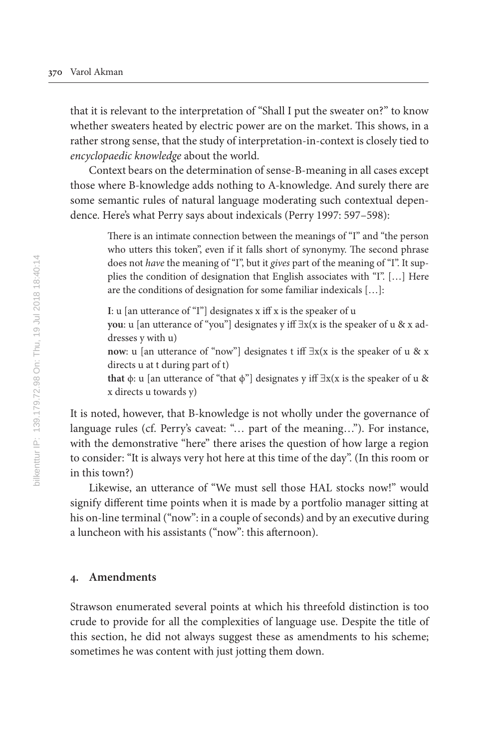that it is relevant to the interpretation of "Shall I put the sweater on?" to know whether sweaters heated by electric power are on the market. This shows, in a rather strong sense, that the study of interpretation-in-context is closely tied to *encyclopaedic knowledge* about the world.

Context bears on the determination of sense-B-meaning in all cases except those where B-knowledge adds nothing to A-knowledge. And surely there are some semantic rules of natural language moderating such contextual dependence. Here's what Perry says about indexicals (Perry 1997: 597–598):

> There is an intimate connection between the meanings of "I" and "the person who utters this token", even if it falls short of synonymy. The second phrase does not *have* the meaning of "I", but it *gives* part of the meaning of "I". It supplies the condition of designation that English associates with "I". […] Here are the conditions of designation for some familiar indexicals […]:
>
> **I**: u [an utterance of "I"] designates x iff x is the speaker of u
>
> **you**: u [an utterance of "you"] designates y iff ∃x(x is the speaker of u & x addresses y with u)
>
> **now**: u [an utterance of "now"] designates t iff ∃x(x is the speaker of u & x directs u at t during part of t)
>
> **that** ϕ: u [an utterance of "that ϕ"] designates y iff ∃x(x is the speaker of u & x directs u towards y)

It is noted, however, that B-knowledge is not wholly under the governance of language rules (cf. Perry's caveat: "… part of the meaning…"). For instance, with the demonstrative "here" there arises the question of how large a region to consider: "It is always very hot here at this time of the day". (In this room or in this town?)

Likewise, an utterance of "We must sell those HAL stocks now!" would signify different time points when it is made by a portfolio manager sitting at his on-line terminal ("now": in a couple of seconds) and by an executive during a luncheon with his assistants ("now": this afternoon).

## 4. Amendments

Strawson enumerated several points at which his threefold distinction is too crude to provide for all the complexities of language use. Despite the title of this section, he did not always suggest these as amendments to his scheme; sometimes he was content with just jotting them down.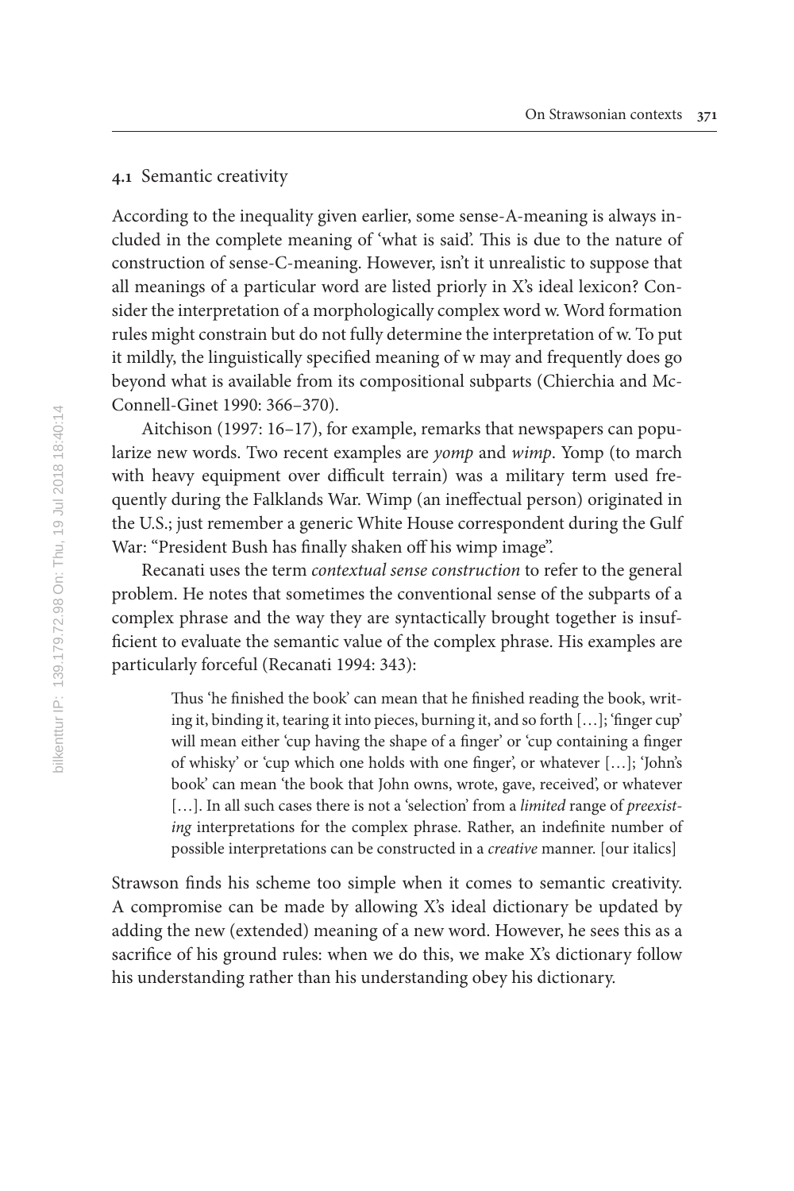### 4.1 Semantic creativity

According to the inequality given earlier, some sense-A-meaning is always included in the complete meaning of 'what is said'. This is due to the nature of construction of sense-C-meaning. However, isn't it unrealistic to suppose that all meanings of a particular word are listed priorly in X's ideal lexicon? Consider the interpretation of a morphologically complex word w. Word formation rules might constrain but do not fully determine the interpretation of w. To put it mildly, the linguistically specified meaning of w may and frequently does go beyond what is available from its compositional subparts (Chierchia and McConnell-Ginet 1990: 366–370).

Aitchison (1997: 16–17), for example, remarks that newspapers can popularize new words. Two recent examples are *yomp* and *wimp*. Yomp (to march with heavy equipment over difficult terrain) was a military term used frequently during the Falklands War. Wimp (an ineffectual person) originated in the U.S.; just remember a generic White House correspondent during the Gulf War: "President Bush has finally shaken off his wimp image".

Recanati uses the term *contextual sense construction* to refer to the general problem. He notes that sometimes the conventional sense of the subparts of a complex phrase and the way they are syntactically brought together is insufficient to evaluate the semantic value of the complex phrase. His examples are particularly forceful (Recanati 1994: 343):

> Thus 'he finished the book' can mean that he finished reading the book, writing it, binding it, tearing it into pieces, burning it, and so forth […]; 'finger cup' will mean either 'cup having the shape of a finger' or 'cup containing a finger of whisky' or 'cup which one holds with one finger', or whatever […]; 'John's book' can mean 'the book that John owns, wrote, gave, received', or whatever […]. In all such cases there is not a 'selection' from a *limited* range of *preexisting* interpretations for the complex phrase. Rather, an indefinite number of possible interpretations can be constructed in a *creative* manner. [our italics]

Strawson finds his scheme too simple when it comes to semantic creativity. A compromise can be made by allowing X's ideal dictionary be updated by adding the new (extended) meaning of a new word. However, he sees this as a sacrifice of his ground rules: when we do this, we make X's dictionary follow his understanding rather than his understanding obey his dictionary.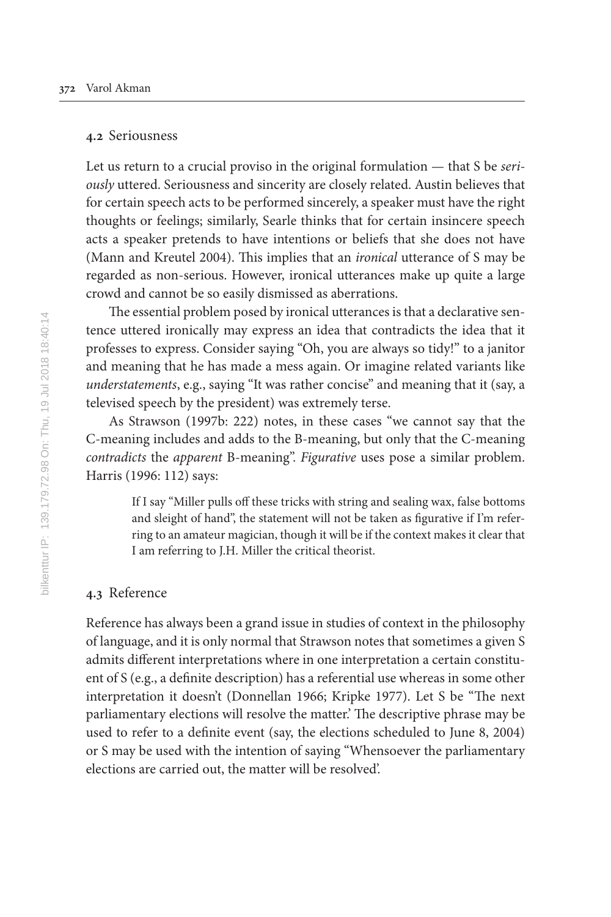### 4.2 Seriousness

Let us return to a crucial proviso in the original formulation — that S be *seriously* uttered. Seriousness and sincerity are closely related. Austin believes that for certain speech acts to be performed sincerely, a speaker must have the right thoughts or feelings; similarly, Searle thinks that for certain insincere speech acts a speaker pretends to have intentions or beliefs that she does not have (Mann and Kreutel 2004). This implies that an *ironical* utterance of S may be regarded as non-serious. However, ironical utterances make up quite a large crowd and cannot be so easily dismissed as aberrations.

The essential problem posed by ironical utterances is that a declarative sentence uttered ironically may express an idea that contradicts the idea that it professes to express. Consider saying "Oh, you are always so tidy!" to a janitor and meaning that he has made a mess again. Or imagine related variants like *understatements*, e.g., saying "It was rather concise" and meaning that it (say, a televised speech by the president) was extremely terse.

As Strawson (1997b: 222) notes, in these cases "we cannot say that the C-meaning includes and adds to the B-meaning, but only that the C-meaning *contradicts* the *apparent* B-meaning". *Figurative* uses pose a similar problem. Harris (1996: 112) says:

> If I say "Miller pulls off these tricks with string and sealing wax, false bottoms and sleight of hand", the statement will not be taken as figurative if I'm referring to an amateur magician, though it will be if the context makes it clear that I am referring to J.H. Miller the critical theorist.

### 4.3 Reference

Reference has always been a grand issue in studies of context in the philosophy of language, and it is only normal that Strawson notes that sometimes a given S admits different interpretations where in one interpretation a certain constituent of S (e.g., a definite description) has a referential use whereas in some other interpretation it doesn't (Donnellan 1966; Kripke 1977). Let S be "The next parliamentary elections will resolve the matter.' The descriptive phrase may be used to refer to a definite event (say, the elections scheduled to June 8, 2004) or S may be used with the intention of saying "Whensoever the parliamentary elections are carried out, the matter will be resolved'.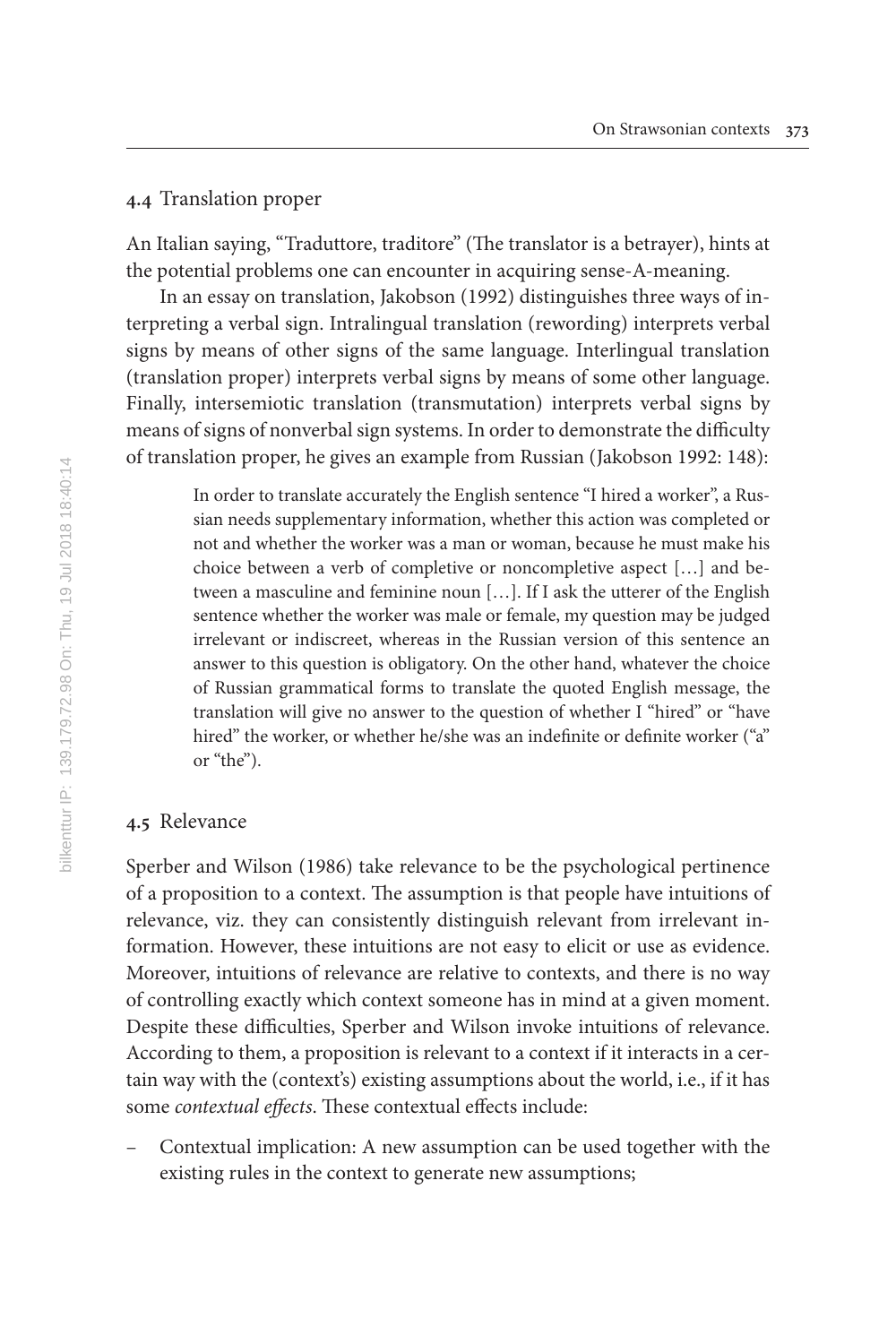### 4.4 Translation proper

An Italian saying, "Traduttore, traditore" (The translator is a betrayer), hints at the potential problems one can encounter in acquiring sense-A-meaning.

In an essay on translation, Jakobson (1992) distinguishes three ways of interpreting a verbal sign. Intralingual translation (rewording) interprets verbal signs by means of other signs of the same language. Interlingual translation (translation proper) interprets verbal signs by means of some other language. Finally, intersemiotic translation (transmutation) interprets verbal signs by means of signs of nonverbal sign systems. In order to demonstrate the difficulty of translation proper, he gives an example from Russian (Jakobson 1992: 148):

> In order to translate accurately the English sentence "I hired a worker", a Russian needs supplementary information, whether this action was completed or not and whether the worker was a man or woman, because he must make his choice between a verb of completive or noncompletive aspect […] and between a masculine and feminine noun […]. If I ask the utterer of the English sentence whether the worker was male or female, my question may be judged irrelevant or indiscreet, whereas in the Russian version of this sentence an answer to this question is obligatory. On the other hand, whatever the choice of Russian grammatical forms to translate the quoted English message, the translation will give no answer to the question of whether I "hired" or "have hired" the worker, or whether he/she was an indefinite or definite worker ("a" or "the").

### 4.5 Relevance

Sperber and Wilson (1986) take relevance to be the psychological pertinence of a proposition to a context. The assumption is that people have intuitions of relevance, viz. they can consistently distinguish relevant from irrelevant information. However, these intuitions are not easy to elicit or use as evidence. Moreover, intuitions of relevance are relative to contexts, and there is no way of controlling exactly which context someone has in mind at a given moment. Despite these difficulties, Sperber and Wilson invoke intuitions of relevance. According to them, a proposition is relevant to a context if it interacts in a certain way with the (context's) existing assumptions about the world, i.e., if it has some *contextual effects*. These contextual effects include:

– Contextual implication: A new assumption can be used together with the existing rules in the context to generate new assumptions;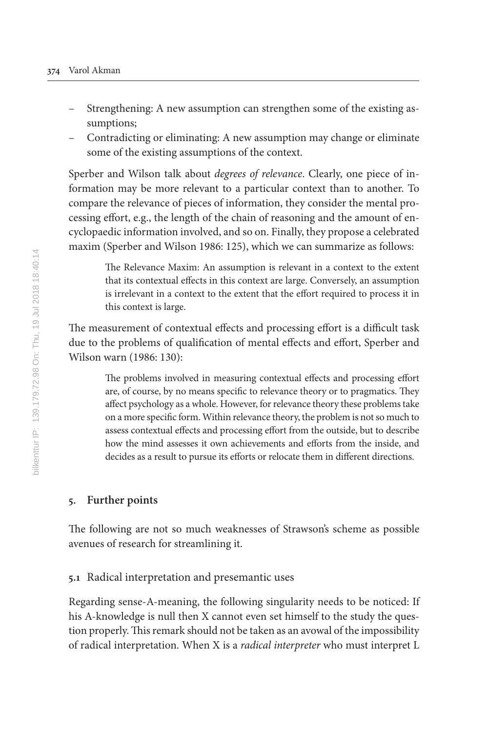- Strengthening: A new assumption can strengthen some of the existing assumptions;
- Contradicting or eliminating: A new assumption may change or eliminate some of the existing assumptions of the context.

Sperber and Wilson talk about *degrees of relevance*. Clearly, one piece of information may be more relevant to a particular context than to another. To compare the relevance of pieces of information, they consider the mental processing effort, e.g., the length of the chain of reasoning and the amount of encyclopaedic information involved, and so on. Finally, they propose a celebrated maxim (Sperber and Wilson 1986: 125), which we can summarize as follows:

> The Relevance Maxim: An assumption is relevant in a context to the extent that its contextual effects in this context are large. Conversely, an assumption is irrelevant in a context to the extent that the effort required to process it in this context is large.

The measurement of contextual effects and processing effort is a difficult task due to the problems of qualification of mental effects and effort, Sperber and Wilson warn (1986: 130):

> The problems involved in measuring contextual effects and processing effort are, of course, by no means specific to relevance theory or to pragmatics. They affect psychology as a whole. However, for relevance theory these problems take on a more specific form. Within relevance theory, the problem is not so much to assess contextual effects and processing effort from the outside, but to describe how the mind assesses it own achievements and efforts from the inside, and decides as a result to pursue its efforts or relocate them in different directions.

## 5. Further points

The following are not so much weaknesses of Strawson's scheme as possible avenues of research for streamlining it.

### 5.1 Radical interpretation and presemantic uses

Regarding sense-A-meaning, the following singularity needs to be noticed: If his A-knowledge is null then X cannot even set himself to the study the question properly. This remark should not be taken as an avowal of the impossibility of radical interpretation. When X is a *radical interpreter* who must interpret L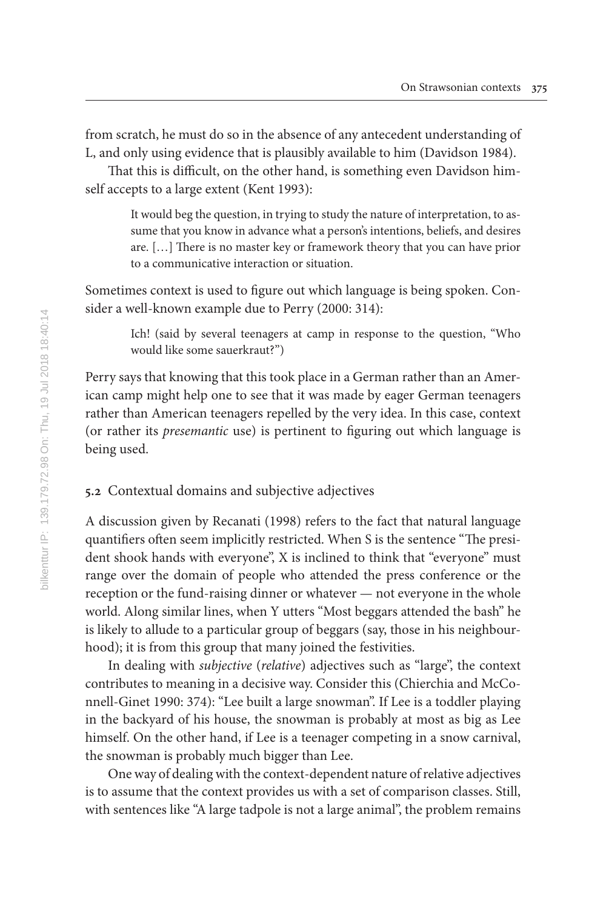from scratch, he must do so in the absence of any antecedent understanding of L, and only using evidence that is plausibly available to him (Davidson 1984).

That this is difficult, on the other hand, is something even Davidson himself accepts to a large extent (Kent 1993):

> It would beg the question, in trying to study the nature of interpretation, to assume that you know in advance what a person's intentions, beliefs, and desires are. […] There is no master key or framework theory that you can have prior to a communicative interaction or situation.

Sometimes context is used to figure out which language is being spoken. Consider a well-known example due to Perry (2000: 314):

> Ich! (said by several teenagers at camp in response to the question, "Who would like some sauerkraut?")

Perry says that knowing that this took place in a German rather than an American camp might help one to see that it was made by eager German teenagers rather than American teenagers repelled by the very idea. In this case, context (or rather its *presemantic* use) is pertinent to figuring out which language is being used.

### 5.2 Contextual domains and subjective adjectives

A discussion given by Recanati (1998) refers to the fact that natural language quantifiers often seem implicitly restricted. When S is the sentence "The president shook hands with everyone", X is inclined to think that "everyone" must range over the domain of people who attended the press conference or the reception or the fund-raising dinner or whatever — not everyone in the whole world. Along similar lines, when Y utters "Most beggars attended the bash" he is likely to allude to a particular group of beggars (say, those in his neighbourhood); it is from this group that many joined the festivities.

In dealing with *subjective* (*relative*) adjectives such as "large", the context contributes to meaning in a decisive way. Consider this (Chierchia and McConnell-Ginet 1990: 374): "Lee built a large snowman". If Lee is a toddler playing in the backyard of his house, the snowman is probably at most as big as Lee himself. On the other hand, if Lee is a teenager competing in a snow carnival, the snowman is probably much bigger than Lee.

One way of dealing with the context-dependent nature of relative adjectives is to assume that the context provides us with a set of comparison classes. Still, with sentences like "A large tadpole is not a large animal", the problem remains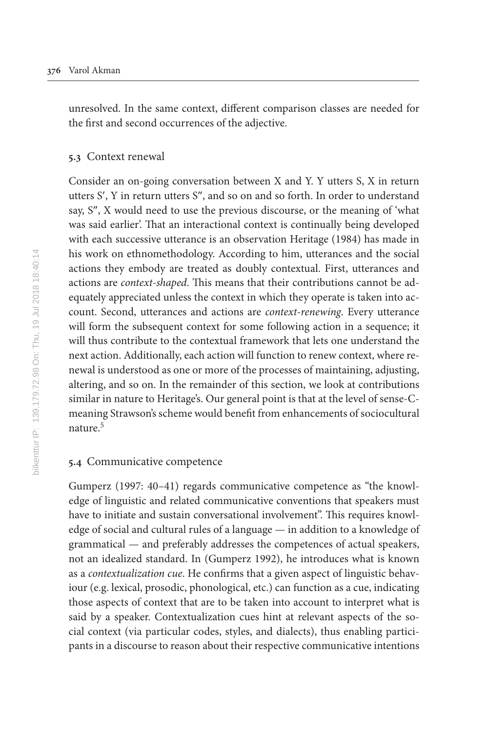unresolved. In the same context, different comparison classes are needed for the first and second occurrences of the adjective.

### 5.3 Context renewal

Consider an on-going conversation between X and Y. Y utters S, X in return utters S′, Y in return utters S″, and so on and so forth. In order to understand say, S″, X would need to use the previous discourse, or the meaning of 'what was said earlier'. That an interactional context is continually being developed with each successive utterance is an observation Heritage (1984) has made in his work on ethnomethodology. According to him, utterances and the social actions they embody are treated as doubly contextual. First, utterances and actions are *context-shaped*. This means that their contributions cannot be adequately appreciated unless the context in which they operate is taken into account. Second, utterances and actions are *context-renewing*. Every utterance will form the subsequent context for some following action in a sequence; it will thus contribute to the contextual framework that lets one understand the next action. Additionally, each action will function to renew context, where renewal is understood as one or more of the processes of maintaining, adjusting, altering, and so on. In the remainder of this section, we look at contributions similar in nature to Heritage's. Our general point is that at the level of sense-C-meaning Strawson's scheme would benefit from enhancements of sociocultural nature.[5]

### 5.4 Communicative competence

Gumperz (1997: 40–41) regards communicative competence as "the knowledge of linguistic and related communicative conventions that speakers must have to initiate and sustain conversational involvement". This requires knowledge of social and cultural rules of a language — in addition to a knowledge of grammatical — and preferably addresses the competences of actual speakers, not an idealized standard. In (Gumperz 1992), he introduces what is known as a *contextualization cue*. He confirms that a given aspect of linguistic behaviour (e.g. lexical, prosodic, phonological, etc.) can function as a cue, indicating those aspects of context that are to be taken into account to interpret what is said by a speaker. Contextualization cues hint at relevant aspects of the social context (via particular codes, styles, and dialects), thus enabling participants in a discourse to reason about their respective communicative intentions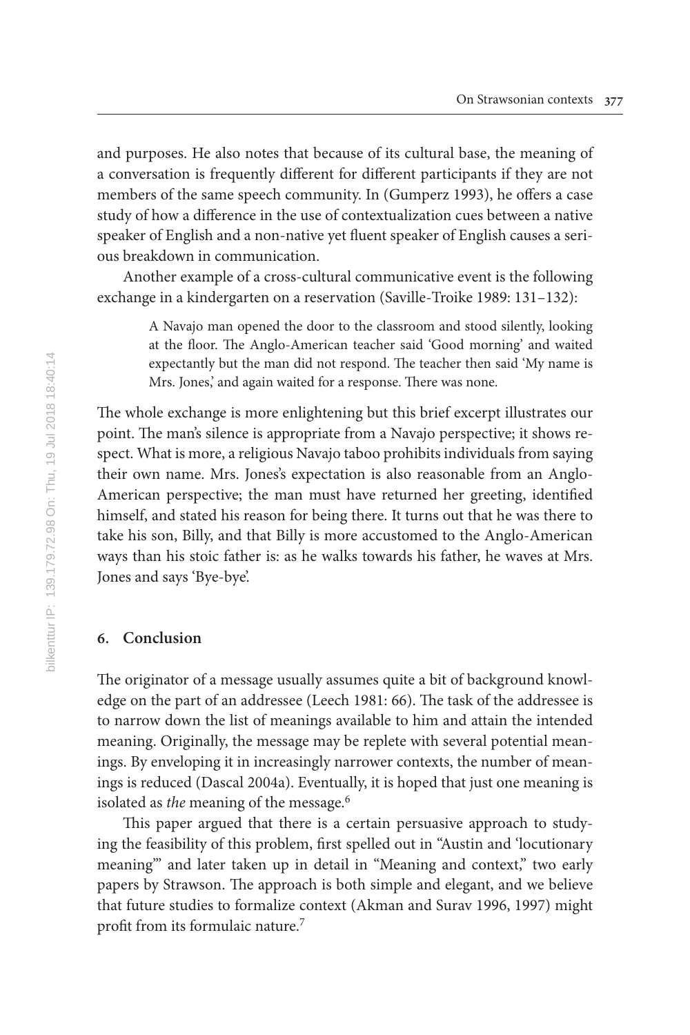and purposes. He also notes that because of its cultural base, the meaning of a conversation is frequently different for different participants if they are not members of the same speech community. In (Gumperz 1993), he offers a case study of how a difference in the use of contextualization cues between a native speaker of English and a non-native yet fluent speaker of English causes a serious breakdown in communication.

Another example of a cross-cultural communicative event is the following exchange in a kindergarten on a reservation (Saville-Troike 1989: 131–132):

> A Navajo man opened the door to the classroom and stood silently, looking at the floor. The Anglo-American teacher said 'Good morning' and waited expectantly but the man did not respond. The teacher then said 'My name is Mrs. Jones,' and again waited for a response. There was none.

The whole exchange is more enlightening but this brief excerpt illustrates our point. The man's silence is appropriate from a Navajo perspective; it shows respect. What is more, a religious Navajo taboo prohibits individuals from saying their own name. Mrs. Jones's expectation is also reasonable from an Anglo-American perspective; the man must have returned her greeting, identified himself, and stated his reason for being there. It turns out that he was there to take his son, Billy, and that Billy is more accustomed to the Anglo-American ways than his stoic father is: as he walks towards his father, he waves at Mrs. Jones and says 'Bye-bye'.

## 6. Conclusion

The originator of a message usually assumes quite a bit of background knowledge on the part of an addressee (Leech 1981: 66). The task of the addressee is to narrow down the list of meanings available to him and attain the intended meaning. Originally, the message may be replete with several potential meanings. By enveloping it in increasingly narrower contexts, the number of meanings is reduced (Dascal 2004a). Eventually, it is hoped that just one meaning is isolated as *the* meaning of the message.[6]

This paper argued that there is a certain persuasive approach to studying the feasibility of this problem, first spelled out in "Austin and 'locutionary meaning'" and later taken up in detail in "Meaning and context," two early papers by Strawson. The approach is both simple and elegant, and we believe that future studies to formalize context (Akman and Surav 1996, 1997) might profit from its formulaic nature.[7]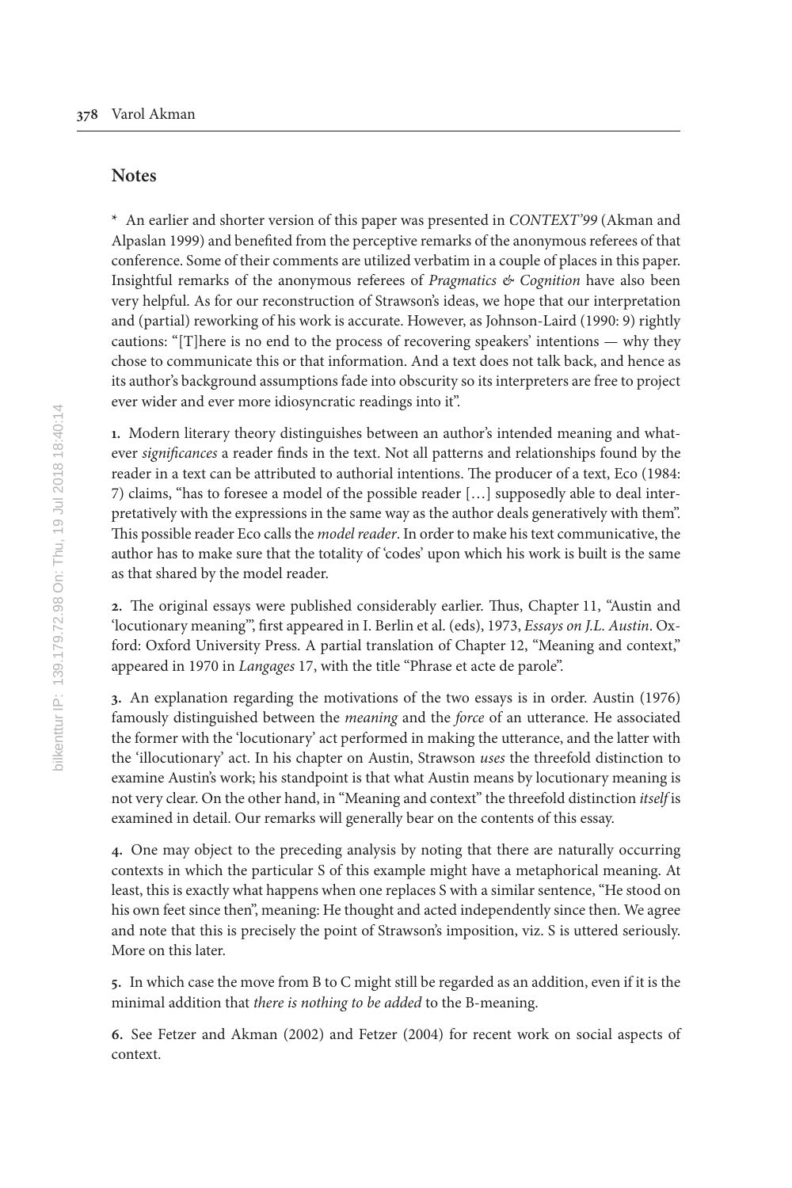## Notes

\* An earlier and shorter version of this paper was presented in *CONTEXT'99* (Akman and Alpaslan 1999) and benefited from the perceptive remarks of the anonymous referees of that conference. Some of their comments are utilized verbatim in a couple of places in this paper. Insightful remarks of the anonymous referees of *Pragmatics & Cognition* have also been very helpful. As for our reconstruction of Strawson's ideas, we hope that our interpretation and (partial) reworking of his work is accurate. However, as Johnson-Laird (1990: 9) rightly cautions: "[T]here is no end to the process of recovering speakers' intentions — why they chose to communicate this or that information. And a text does not talk back, and hence as its author's background assumptions fade into obscurity so its interpreters are free to project ever wider and ever more idiosyncratic readings into it".

**1.** Modern literary theory distinguishes between an author's intended meaning and whatever *significances* a reader finds in the text. Not all patterns and relationships found by the reader in a text can be attributed to authorial intentions. The producer of a text, Eco (1984: 7) claims, "has to foresee a model of the possible reader […] supposedly able to deal interpretatively with the expressions in the same way as the author deals generatively with them". This possible reader Eco calls the *model reader*. In order to make his text communicative, the author has to make sure that the totality of 'codes' upon which his work is built is the same as that shared by the model reader.

**2.** The original essays were published considerably earlier. Thus, Chapter 11, "Austin and 'locutionary meaning'", first appeared in I. Berlin et al. (eds), 1973, *Essays on J.L. Austin*. Oxford: Oxford University Press. A partial translation of Chapter 12, "Meaning and context," appeared in 1970 in *Langages* 17, with the title "Phrase et acte de parole".

**3.** An explanation regarding the motivations of the two essays is in order. Austin (1976) famously distinguished between the *meaning* and the *force* of an utterance. He associated the former with the 'locutionary' act performed in making the utterance, and the latter with the 'illocutionary' act. In his chapter on Austin, Strawson *uses* the threefold distinction to examine Austin's work; his standpoint is that what Austin means by locutionary meaning is not very clear. On the other hand, in "Meaning and context" the threefold distinction *itself* is examined in detail. Our remarks will generally bear on the contents of this essay.

**4.** One may object to the preceding analysis by noting that there are naturally occurring contexts in which the particular S of this example might have a metaphorical meaning. At least, this is exactly what happens when one replaces S with a similar sentence, "He stood on his own feet since then", meaning: He thought and acted independently since then. We agree and note that this is precisely the point of Strawson's imposition, viz. S is uttered seriously. More on this later.

**5.** In which case the move from B to C might still be regarded as an addition, even if it is the minimal addition that *there is nothing to be added* to the B-meaning.

**6.** See Fetzer and Akman (2002) and Fetzer (2004) for recent work on social aspects of context.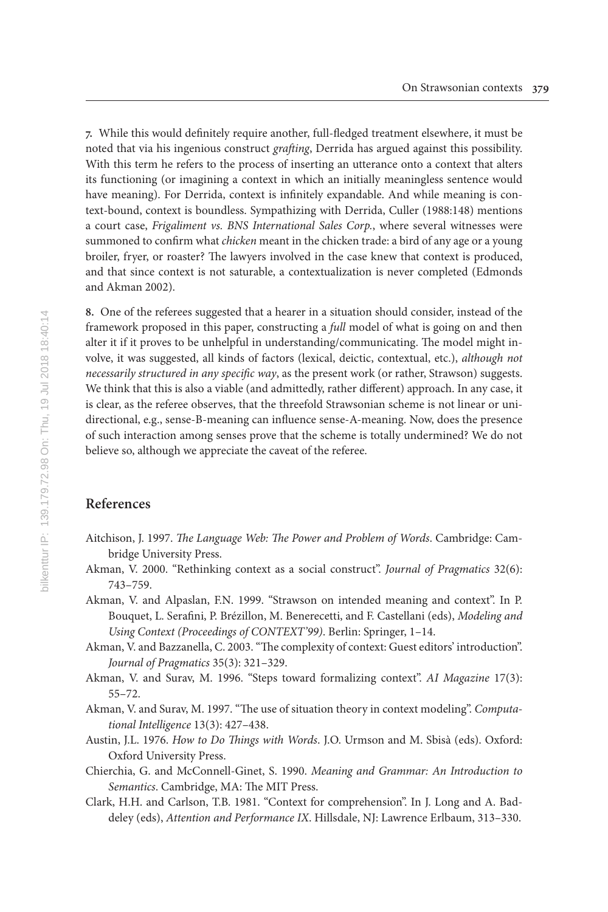**7.** While this would definitely require another, full-fledged treatment elsewhere, it must be noted that via his ingenious construct *grafting*, Derrida has argued against this possibility. With this term he refers to the process of inserting an utterance onto a context that alters its functioning (or imagining a context in which an initially meaningless sentence would have meaning). For Derrida, context is infinitely expandable. And while meaning is context-bound, context is boundless. Sympathizing with Derrida, Culler (1988:148) mentions a court case, *Frigaliment vs. BNS International Sales Corp.*, where several witnesses were summoned to confirm what *chicken* meant in the chicken trade: a bird of any age or a young broiler, fryer, or roaster? The lawyers involved in the case knew that context is produced, and that since context is not saturable, a contextualization is never completed (Edmonds and Akman 2002).

**8.** One of the referees suggested that a hearer in a situation should consider, instead of the framework proposed in this paper, constructing a *full* model of what is going on and then alter it if it proves to be unhelpful in understanding/communicating. The model might involve, it was suggested, all kinds of factors (lexical, deictic, contextual, etc.), *although not necessarily structured in any specific way*, as the present work (or rather, Strawson) suggests. We think that this is also a viable (and admittedly, rather different) approach. In any case, it is clear, as the referee observes, that the threefold Strawsonian scheme is not linear or unidirectional, e.g., sense-B-meaning can influence sense-A-meaning. Now, does the presence of such interaction among senses prove that the scheme is totally undermined? We do not believe so, although we appreciate the caveat of the referee.

## References

Aitchison, J. 1997. *The Language Web: The Power and Problem of Words*. Cambridge: Cambridge University Press.

Akman, V. 2000. "Rethinking context as a social construct". *Journal of Pragmatics* 32(6): 743–759.

Akman, V. and Alpaslan, F.N. 1999. "Strawson on intended meaning and context". In P. Bouquet, L. Serafini, P. Brézillon, M. Benerecetti, and F. Castellani (eds), *Modeling and Using Context (Proceedings of CONTEXT'99)*. Berlin: Springer, 1–14.

Akman, V. and Bazzanella, C. 2003. "The complexity of context: Guest editors' introduction". *Journal of Pragmatics* 35(3): 321–329.

Akman, V. and Surav, M. 1996. "Steps toward formalizing context". *AI Magazine* 17(3): 55–72.

Akman, V. and Surav, M. 1997. "The use of situation theory in context modeling". *Computational Intelligence* 13(3): 427–438.

Austin, J.L. 1976. *How to Do Things with Words*. J.O. Urmson and M. Sbisà (eds). Oxford: Oxford University Press.

Chierchia, G. and McConnell-Ginet, S. 1990. *Meaning and Grammar: An Introduction to Semantics*. Cambridge, MA: The MIT Press.

Clark, H.H. and Carlson, T.B. 1981. "Context for comprehension". In J. Long and A. Baddeley (eds), *Attention and Performance IX*. Hillsdale, NJ: Lawrence Erlbaum, 313–330.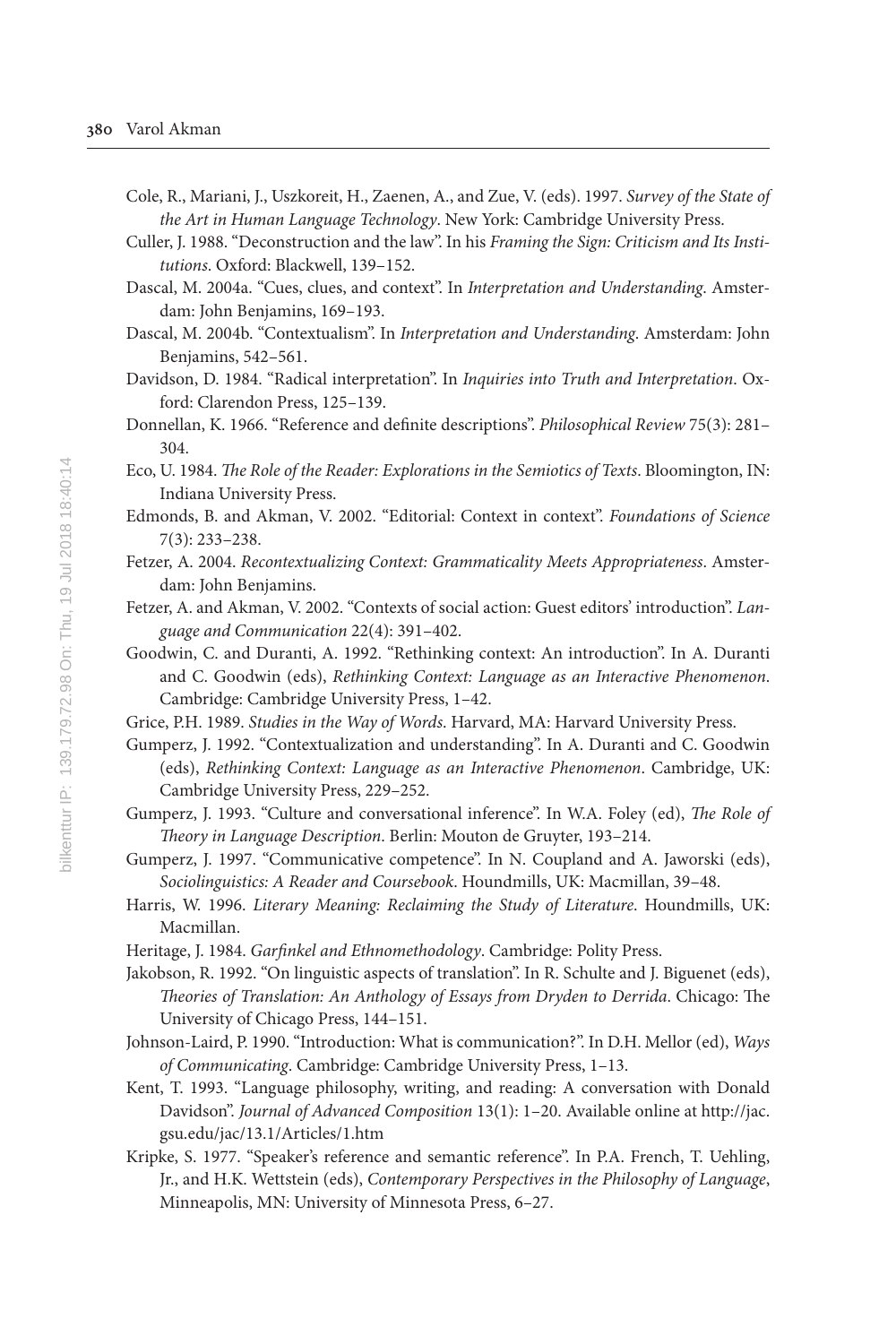Cole, R., Mariani, J., Uszkoreit, H., Zaenen, A., and Zue, V. (eds). 1997. *Survey of the State of the Art in Human Language Technology*. New York: Cambridge University Press.

Culler, J. 1988. "Deconstruction and the law". In his *Framing the Sign: Criticism and Its Institutions*. Oxford: Blackwell, 139–152.

Dascal, M. 2004a. "Cues, clues, and context". In *Interpretation and Understanding*. Amsterdam: John Benjamins, 169–193.

Dascal, M. 2004b. "Contextualism". In *Interpretation and Understanding*. Amsterdam: John Benjamins, 542–561.

Davidson, D. 1984. "Radical interpretation". In *Inquiries into Truth and Interpretation*. Oxford: Clarendon Press, 125–139.

Donnellan, K. 1966. "Reference and definite descriptions". *Philosophical Review* 75(3): 281–304.

Eco, U. 1984. *The Role of the Reader: Explorations in the Semiotics of Texts*. Bloomington, IN: Indiana University Press.

Edmonds, B. and Akman, V. 2002. "Editorial: Context in context". *Foundations of Science* 7(3): 233–238.

Fetzer, A. 2004. *Recontextualizing Context: Grammaticality Meets Appropriateness*. Amsterdam: John Benjamins.

Fetzer, A. and Akman, V. 2002. "Contexts of social action: Guest editors' introduction". *Language and Communication* 22(4): 391–402.

Goodwin, C. and Duranti, A. 1992. "Rethinking context: An introduction". In A. Duranti and C. Goodwin (eds), *Rethinking Context: Language as an Interactive Phenomenon*. Cambridge: Cambridge University Press, 1–42.

Grice, P.H. 1989. *Studies in the Way of Words*. Harvard, MA: Harvard University Press.

Gumperz, J. 1992. "Contextualization and understanding". In A. Duranti and C. Goodwin (eds), *Rethinking Context: Language as an Interactive Phenomenon*. Cambridge, UK: Cambridge University Press, 229–252.

Gumperz, J. 1993. "Culture and conversational inference". In W.A. Foley (ed), *The Role of Theory in Language Description*. Berlin: Mouton de Gruyter, 193–214.

Gumperz, J. 1997. "Communicative competence". In N. Coupland and A. Jaworski (eds), *Sociolinguistics: A Reader and Coursebook*. Houndmills, UK: Macmillan, 39–48.

Harris, W. 1996. *Literary Meaning: Reclaiming the Study of Literature*. Houndmills, UK: Macmillan.

Heritage, J. 1984. *Garfinkel and Ethnomethodology*. Cambridge: Polity Press.

Jakobson, R. 1992. "On linguistic aspects of translation". In R. Schulte and J. Biguenet (eds), *Theories of Translation: An Anthology of Essays from Dryden to Derrida*. Chicago: The University of Chicago Press, 144–151.

Johnson-Laird, P. 1990. "Introduction: What is communication?". In D.H. Mellor (ed), *Ways of Communicating*. Cambridge: Cambridge University Press, 1–13.

Kent, T. 1993. "Language philosophy, writing, and reading: A conversation with Donald Davidson". *Journal of Advanced Composition* 13(1): 1–20. Available online at http://jac.gsu.edu/jac/13.1/Articles/1.htm

Kripke, S. 1977. "Speaker's reference and semantic reference". In P.A. French, T. Uehling, Jr., and H.K. Wettstein (eds), *Contemporary Perspectives in the Philosophy of Language*, Minneapolis, MN: University of Minnesota Press, 6–27.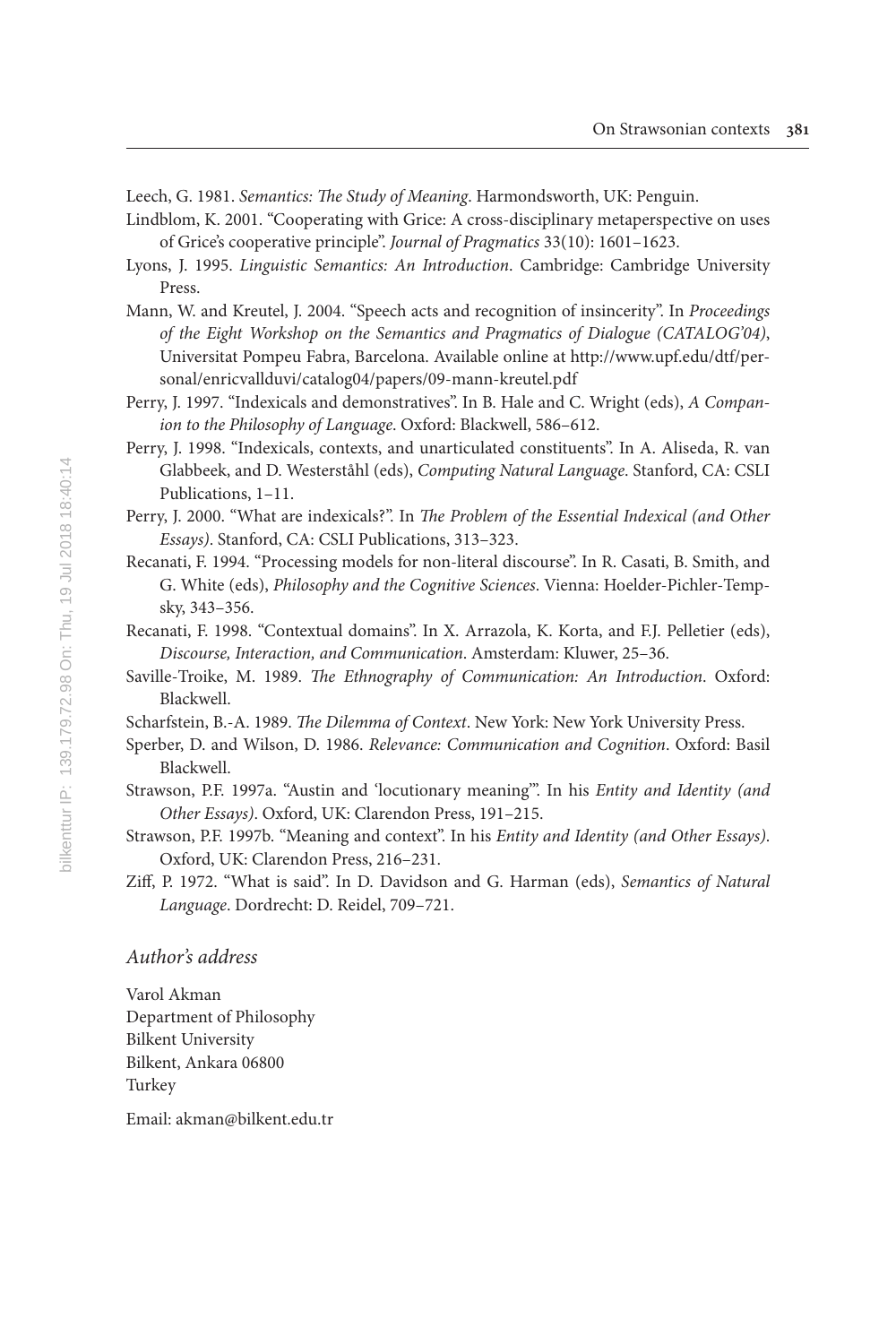Leech, G. 1981. *Semantics: The Study of Meaning*. Harmondsworth, UK: Penguin.

Lindblom, K. 2001. "Cooperating with Grice: A cross-disciplinary metaperspective on uses of Grice's cooperative principle". *Journal of Pragmatics* 33(10): 1601–1623.

Lyons, J. 1995. *Linguistic Semantics: An Introduction*. Cambridge: Cambridge University Press.

Mann, W. and Kreutel, J. 2004. "Speech acts and recognition of insincerity". In *Proceedings of the Eight Workshop on the Semantics and Pragmatics of Dialogue (CATALOG'04)*, Universitat Pompeu Fabra, Barcelona. Available online at http://www.upf.edu/dtf/personal/enricvallduvi/catalog04/papers/09-mann-kreutel.pdf

Perry, J. 1997. "Indexicals and demonstratives". In B. Hale and C. Wright (eds), *A Companion to the Philosophy of Language*. Oxford: Blackwell, 586–612.

Perry, J. 1998. "Indexicals, contexts, and unarticulated constituents". In A. Aliseda, R. van Glabbeek, and D. Westerståhl (eds), *Computing Natural Language*. Stanford, CA: CSLI Publications, 1–11.

Perry, J. 2000. "What are indexicals?". In *The Problem of the Essential Indexical (and Other Essays)*. Stanford, CA: CSLI Publications, 313–323.

Recanati, F. 1994. "Processing models for non-literal discourse". In R. Casati, B. Smith, and G. White (eds), *Philosophy and the Cognitive Sciences*. Vienna: Hoelder-Pichler-Tempsky, 343–356.

Recanati, F. 1998. "Contextual domains". In X. Arrazola, K. Korta, and F.J. Pelletier (eds), *Discourse, Interaction, and Communication*. Amsterdam: Kluwer, 25–36.

Saville-Troike, M. 1989. *The Ethnography of Communication: An Introduction*. Oxford: Blackwell.

Scharfstein, B.-A. 1989. *The Dilemma of Context*. New York: New York University Press.

Sperber, D. and Wilson, D. 1986. *Relevance: Communication and Cognition*. Oxford: Basil Blackwell.

Strawson, P.F. 1997a. "Austin and 'locutionary meaning'". In his *Entity and Identity (and Other Essays)*. Oxford, UK: Clarendon Press, 191–215.

Strawson, P.F. 1997b. "Meaning and context". In his *Entity and Identity (and Other Essays)*. Oxford, UK: Clarendon Press, 216–231.

Ziff, P. 1972. "What is said". In D. Davidson and G. Harman (eds), *Semantics of Natural Language*. Dordrecht: D. Reidel, 709–721.

## *Author's address*

Varol Akman
Department of Philosophy
Bilkent University
Bilkent, Ankara 06800
Turkey

Email: akman@bilkent.edu.tr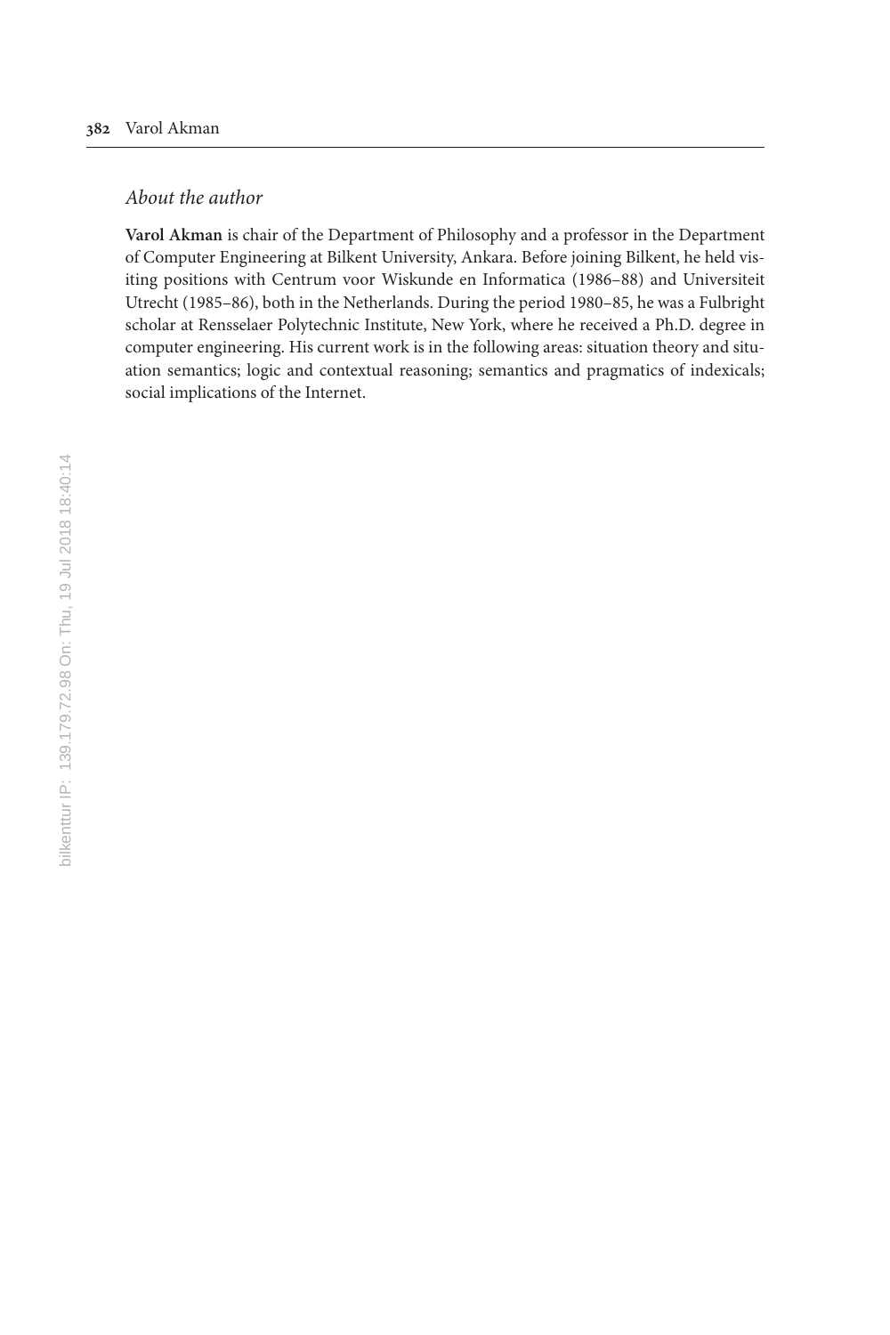### *About the author*

**Varol Akman** is chair of the Department of Philosophy and a professor in the Department of Computer Engineering at Bilkent University, Ankara. Before joining Bilkent, he held visiting positions with Centrum voor Wiskunde en Informatica (1986–88) and Universiteit Utrecht (1985–86), both in the Netherlands. During the period 1980–85, he was a Fulbright scholar at Rensselaer Polytechnic Institute, New York, where he received a Ph.D. degree in computer engineering. His current work is in the following areas: situation theory and situation semantics; logic and contextual reasoning; semantics and pragmatics of indexicals; social implications of the Internet.